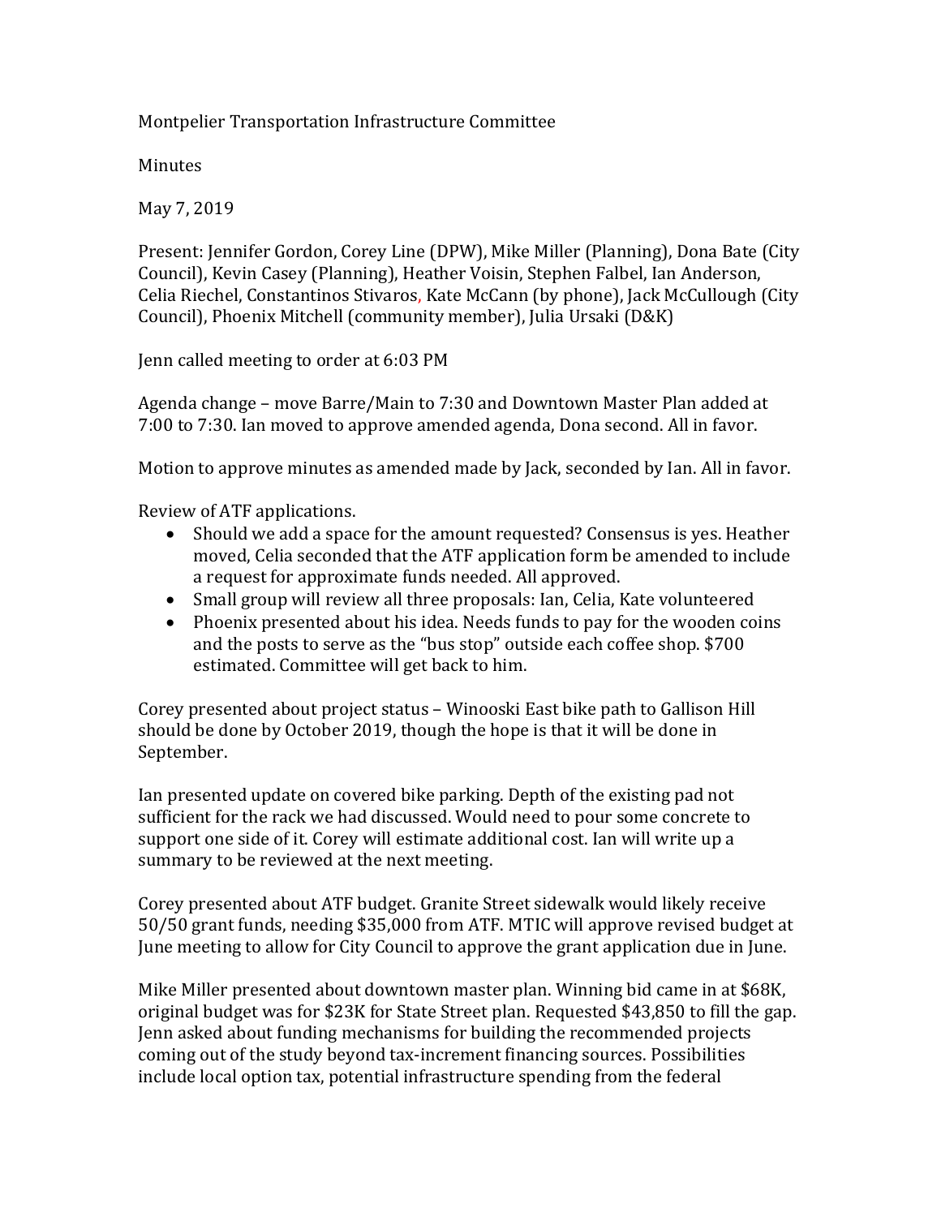Montpelier Transportation Infrastructure Committee

Minutes

May 7, 2019

Present: Jennifer Gordon, Corey Line (DPW), Mike Miller (Planning), Dona Bate (City Council), Kevin Casey (Planning), Heather Voisin, Stephen Falbel, Ian Anderson, Celia Riechel, Constantinos Stivaros, Kate McCann (by phone), Jack McCullough (City Council), Phoenix Mitchell (community member), Julia Ursaki (D&K)

Jenn called meeting to order at 6:03 PM

Agenda change – move Barre/Main to 7:30 and Downtown Master Plan added at 7:00 to 7:30. Ian moved to approve amended agenda, Dona second. All in favor.

Motion to approve minutes as amended made by Jack, seconded by Ian. All in favor.

Review of ATF applications.

- Should we add a space for the amount requested? Consensus is yes. Heather moved, Celia seconded that the ATF application form be amended to include a request for approximate funds needed. All approved.
- Small group will review all three proposals: Ian, Celia, Kate volunteered
- Phoenix presented about his idea. Needs funds to pay for the wooden coins and the posts to serve as the "bus stop" outside each coffee shop. $700 estimated. Committee will get back to him.

Corey presented about project status – Winooski East bike path to Gallison Hill should be done by October 2019, though the hope is that it will be done in September.

Ian presented update on covered bike parking. Depth of the existing pad not sufficient for the rack we had discussed. Would need to pour some concrete to support one side of it. Corey will estimate additional cost. Ian will write up a summary to be reviewed at the next meeting.

Corey presented about ATF budget. Granite Street sidewalk would likely receive 50/50 grant funds, needing $35,000 from ATF. MTIC will approve revised budget at June meeting to allow for City Council to approve the grant application due in June.

Mike Miller presented about downtown master plan. Winning bid came in at $68K, original budget was for $23K for State Street plan. Requested $43,850 to fill the gap. Jenn asked about funding mechanisms for building the recommended projects coming out of the study beyond tax-increment financing sources. Possibilities include local option tax, potential infrastructure spending from the federal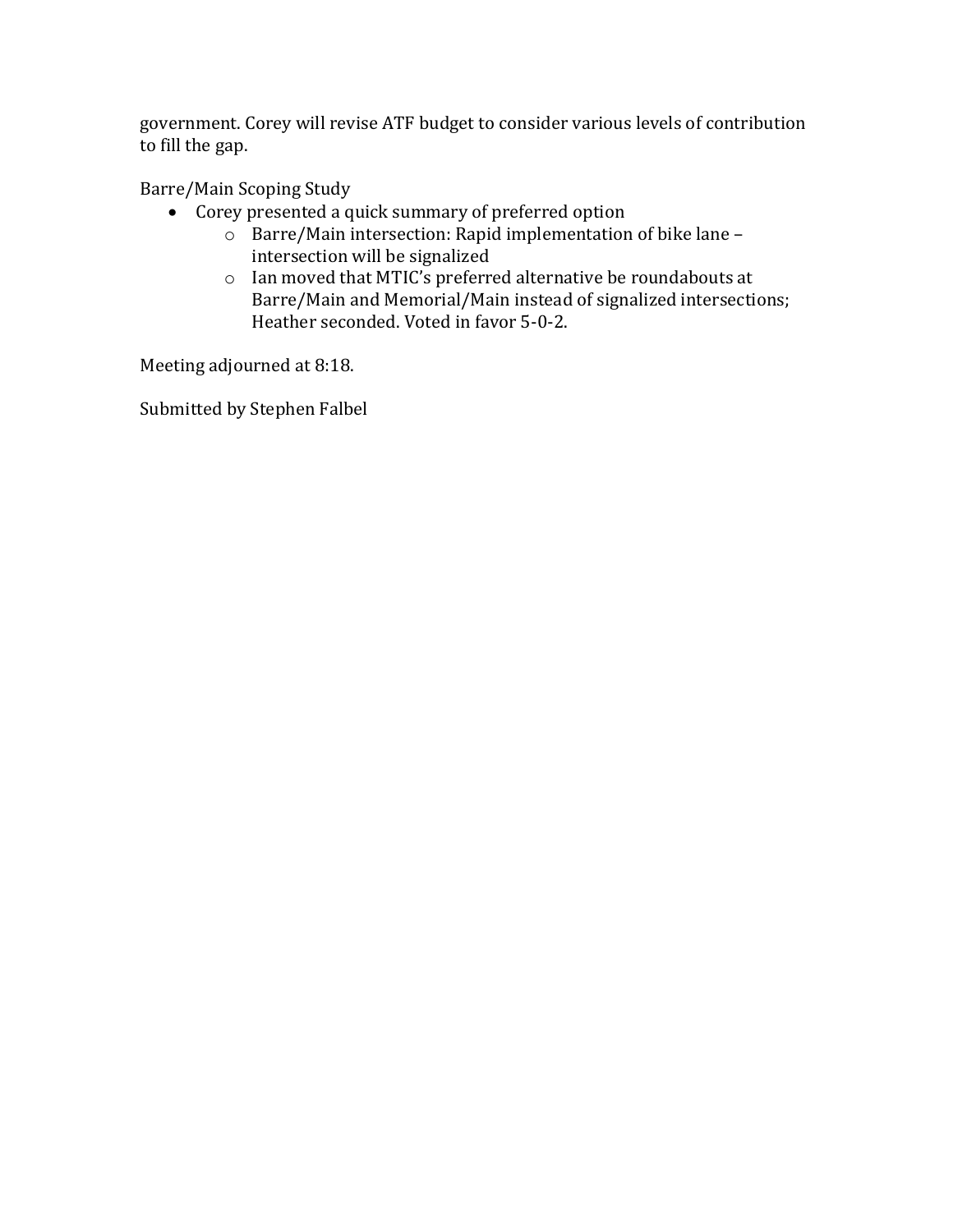government. Corey will revise ATF budget to consider various levels of contribution to fill the gap.

Barre/Main Scoping Study

- Corey presented a quick summary of preferred option
    - Barre/Main intersection: Rapid implementation of bike lane – intersection will be signalized
    - Ian moved that MTIC's preferred alternative be roundabouts at Barre/Main and Memorial/Main instead of signalized intersections; Heather seconded. Voted in favor 5-0-2.

Meeting adjourned at 8:18.

Submitted by Stephen Falbel